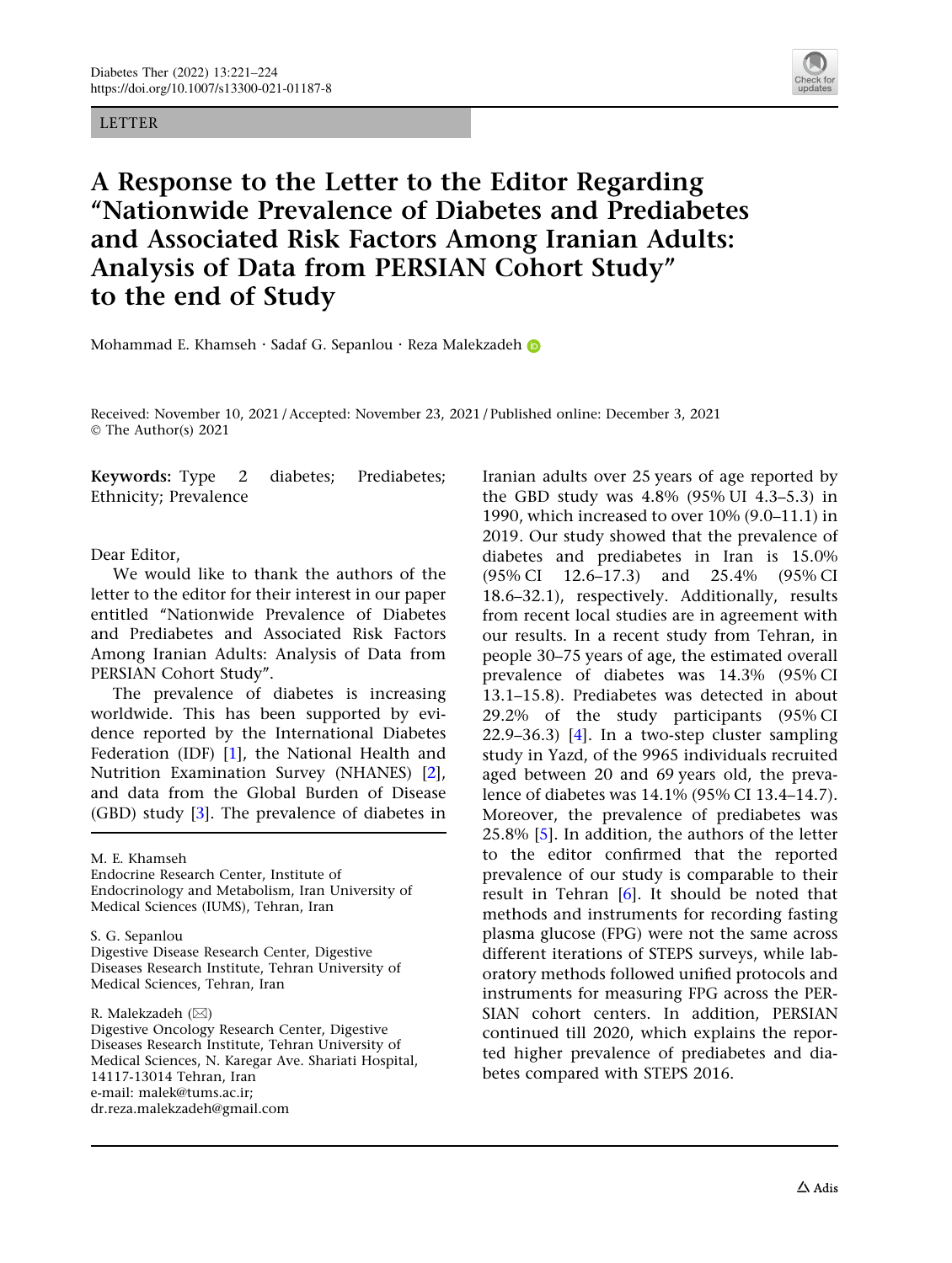LETTER

# A Response to the Letter to the Editor Regarding "Nationwide Prevalence of Diabetes and Prediabetes and Associated Risk Factors Among Iranian Adults: Analysis of Data from PERSIAN Cohort Study" to the end of Study

Mohammad E. Khamseh · Sadaf G. Sepanlou · Reza Malekzadeh

Received: November 10, 2021 / Accepted: November 23, 2021 / Published online: December 3, 2021
© The Author(s) 2021

**Keywords:** Type 2 diabetes; Prediabetes; Ethnicity; Prevalence

Dear Editor,

We would like to thank the authors of the letter to the editor for their interest in our paper entitled "Nationwide Prevalence of Diabetes and Prediabetes and Associated Risk Factors Among Iranian Adults: Analysis of Data from PERSIAN Cohort Study".

The prevalence of diabetes is increasing worldwide. This has been supported by evidence reported by the International Diabetes Federation (IDF) [1], the National Health and Nutrition Examination Survey (NHANES) [2], and data from the Global Burden of Disease (GBD) study [3]. The prevalence of diabetes in Iranian adults over 25 years of age reported by the GBD study was 4.8% (95% UI 4.3–5.3) in 1990, which increased to over 10% (9.0–11.1) in 2019. Our study showed that the prevalence of diabetes and prediabetes in Iran is 15.0% (95% CI 12.6–17.3) and 25.4% (95% CI 18.6–32.1), respectively. Additionally, results from recent local studies are in agreement with our results. In a recent study from Tehran, in people 30–75 years of age, the estimated overall prevalence of diabetes was 14.3% (95% CI 13.1–15.8). Prediabetes was detected in about 29.2% of the study participants (95% CI 22.9–36.3) [4]. In a two-step cluster sampling study in Yazd, of the 9965 individuals recruited aged between 20 and 69 years old, the prevalence of diabetes was 14.1% (95% CI 13.4–14.7). Moreover, the prevalence of prediabetes was 25.8% [5]. In addition, the authors of the letter to the editor confirmed that the reported prevalence of our study is comparable to their result in Tehran [6]. It should be noted that methods and instruments for recording fasting plasma glucose (FPG) were not the same across different iterations of STEPS surveys, while laboratory methods followed unified protocols and instruments for measuring FPG across the PERSIAN cohort centers. In addition, PERSIAN continued till 2020, which explains the reported higher prevalence of prediabetes and diabetes compared with STEPS 2016.

---

M. E. Khamseh
Endocrine Research Center, Institute of Endocrinology and Metabolism, Iran University of Medical Sciences (IUMS), Tehran, Iran

S. G. Sepanlou
Digestive Disease Research Center, Digestive Diseases Research Institute, Tehran University of Medical Sciences, Tehran, Iran

R. Malekzadeh (✉)
Digestive Oncology Research Center, Digestive Diseases Research Institute, Tehran University of Medical Sciences, N. Karegar Ave. Shariati Hospital, 14117-13014 Tehran, Iran
e-mail: malek@tums.ac.ir;
dr.reza.malekzadeh@gmail.com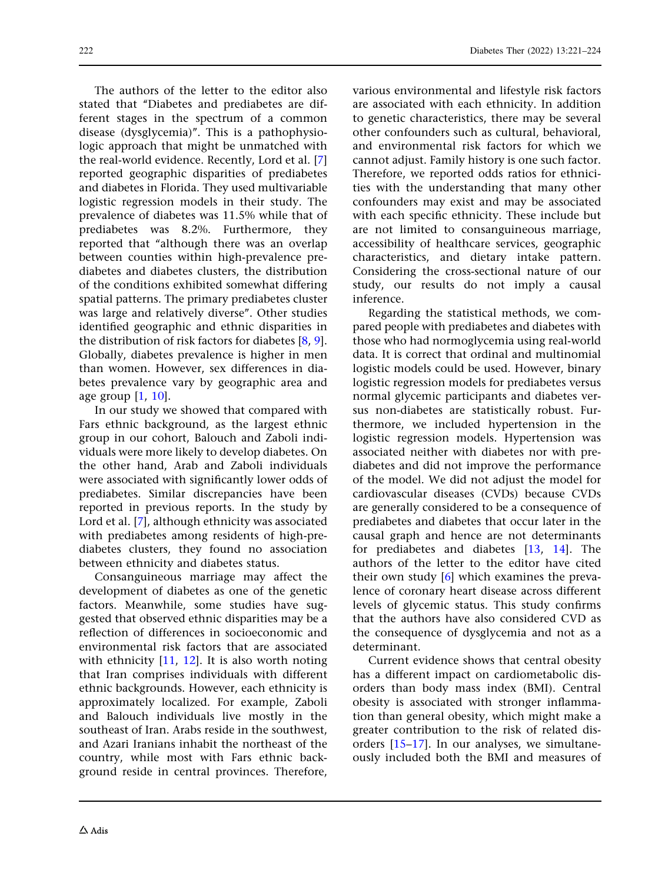The authors of the letter to the editor also stated that "Diabetes and prediabetes are different stages in the spectrum of a common disease (dysglycemia)". This is a pathophysiologic approach that might be unmatched with the real-world evidence. Recently, Lord et al. [7] reported geographic disparities of prediabetes and diabetes in Florida. They used multivariable logistic regression models in their study. The prevalence of diabetes was 11.5% while that of prediabetes was 8.2%. Furthermore, they reported that "although there was an overlap between counties within high-prevalence prediabetes and diabetes clusters, the distribution of the conditions exhibited somewhat differing spatial patterns. The primary prediabetes cluster was large and relatively diverse". Other studies identified geographic and ethnic disparities in the distribution of risk factors for diabetes [8, 9]. Globally, diabetes prevalence is higher in men than women. However, sex differences in diabetes prevalence vary by geographic area and age group [1, 10].

In our study we showed that compared with Fars ethnic background, as the largest ethnic group in our cohort, Balouch and Zaboli individuals were more likely to develop diabetes. On the other hand, Arab and Zaboli individuals were associated with significantly lower odds of prediabetes. Similar discrepancies have been reported in previous reports. In the study by Lord et al. [7], although ethnicity was associated with prediabetes among residents of high-prediabetes clusters, they found no association between ethnicity and diabetes status.

Consanguineous marriage may affect the development of diabetes as one of the genetic factors. Meanwhile, some studies have suggested that observed ethnic disparities may be a reflection of differences in socioeconomic and environmental risk factors that are associated with ethnicity [11, 12]. It is also worth noting that Iran comprises individuals with different ethnic backgrounds. However, each ethnicity is approximately localized. For example, Zaboli and Balouch individuals live mostly in the southeast of Iran. Arabs reside in the southwest, and Azari Iranians inhabit the northeast of the country, while most with Fars ethnic background reside in central provinces. Therefore, various environmental and lifestyle risk factors are associated with each ethnicity. In addition to genetic characteristics, there may be several other confounders such as cultural, behavioral, and environmental risk factors for which we cannot adjust. Family history is one such factor. Therefore, we reported odds ratios for ethnicities with the understanding that many other confounders may exist and may be associated with each specific ethnicity. These include but are not limited to consanguineous marriage, accessibility of healthcare services, geographic characteristics, and dietary intake pattern. Considering the cross-sectional nature of our study, our results do not imply a causal inference.

Regarding the statistical methods, we compared people with prediabetes and diabetes with those who had normoglycemia using real-world data. It is correct that ordinal and multinomial logistic models could be used. However, binary logistic regression models for prediabetes versus normal glycemic participants and diabetes versus non-diabetes are statistically robust. Furthermore, we included hypertension in the logistic regression models. Hypertension was associated neither with diabetes nor with prediabetes and did not improve the performance of the model. We did not adjust the model for cardiovascular diseases (CVDs) because CVDs are generally considered to be a consequence of prediabetes and diabetes that occur later in the causal graph and hence are not determinants for prediabetes and diabetes [13, 14]. The authors of the letter to the editor have cited their own study [6] which examines the prevalence of coronary heart disease across different levels of glycemic status. This study confirms that the authors have also considered CVD as the consequence of dysglycemia and not as a determinant.

Current evidence shows that central obesity has a different impact on cardiometabolic disorders than body mass index (BMI). Central obesity is associated with stronger inflammation than general obesity, which might make a greater contribution to the risk of related disorders [15–17]. In our analyses, we simultaneously included both the BMI and measures of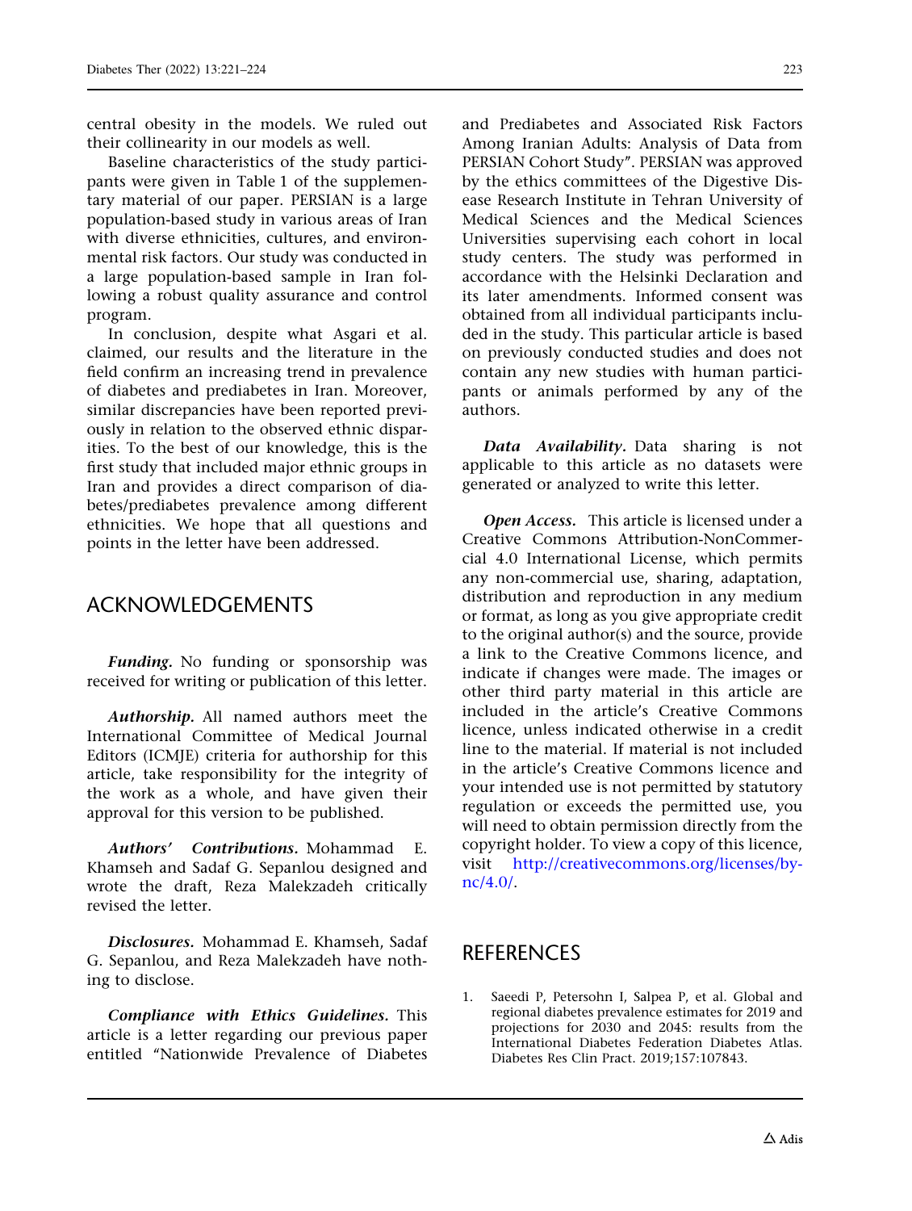central obesity in the models. We ruled out their collinearity in our models as well.

Baseline characteristics of the study participants were given in Table 1 of the supplementary material of our paper. PERSIAN is a large population-based study in various areas of Iran with diverse ethnicities, cultures, and environmental risk factors. Our study was conducted in a large population-based sample in Iran following a robust quality assurance and control program.

In conclusion, despite what Asgari et al. claimed, our results and the literature in the field confirm an increasing trend in prevalence of diabetes and prediabetes in Iran. Moreover, similar discrepancies have been reported previously in relation to the observed ethnic disparities. To the best of our knowledge, this is the first study that included major ethnic groups in Iran and provides a direct comparison of diabetes/prediabetes prevalence among different ethnicities. We hope that all questions and points in the letter have been addressed.

## ACKNOWLEDGEMENTS

***Funding.*** No funding or sponsorship was received for writing or publication of this letter.

***Authorship.*** All named authors meet the International Committee of Medical Journal Editors (ICMJE) criteria for authorship for this article, take responsibility for the integrity of the work as a whole, and have given their approval for this version to be published.

***Authors' Contributions.*** Mohammad E. Khamseh and Sadaf G. Sepanlou designed and wrote the draft, Reza Malekzadeh critically revised the letter.

***Disclosures.*** Mohammad E. Khamseh, Sadaf G. Sepanlou, and Reza Malekzadeh have nothing to disclose.

***Compliance with Ethics Guidelines.*** This article is a letter regarding our previous paper entitled "Nationwide Prevalence of Diabetes and Prediabetes and Associated Risk Factors Among Iranian Adults: Analysis of Data from PERSIAN Cohort Study". PERSIAN was approved by the ethics committees of the Digestive Disease Research Institute in Tehran University of Medical Sciences and the Medical Sciences Universities supervising each cohort in local study centers. The study was performed in accordance with the Helsinki Declaration and its later amendments. Informed consent was obtained from all individual participants included in the study. This particular article is based on previously conducted studies and does not contain any new studies with human participants or animals performed by any of the authors.

***Data Availability.*** Data sharing is not applicable to this article as no datasets were generated or analyzed to write this letter.

***Open Access.*** This article is licensed under a Creative Commons Attribution-NonCommercial 4.0 International License, which permits any non-commercial use, sharing, adaptation, distribution and reproduction in any medium or format, as long as you give appropriate credit to the original author(s) and the source, provide a link to the Creative Commons licence, and indicate if changes were made. The images or other third party material in this article are included in the article's Creative Commons licence, unless indicated otherwise in a credit line to the material. If material is not included in the article's Creative Commons licence and your intended use is not permitted by statutory regulation or exceeds the permitted use, you will need to obtain permission directly from the copyright holder. To view a copy of this licence, visit http://creativecommons.org/licenses/by-nc/4.0/.

## REFERENCES

1. Saeedi P, Petersohn I, Salpea P, et al. Global and regional diabetes prevalence estimates for 2019 and projections for 2030 and 2045: results from the International Diabetes Federation Diabetes Atlas. Diabetes Res Clin Pract. 2019;157:107843.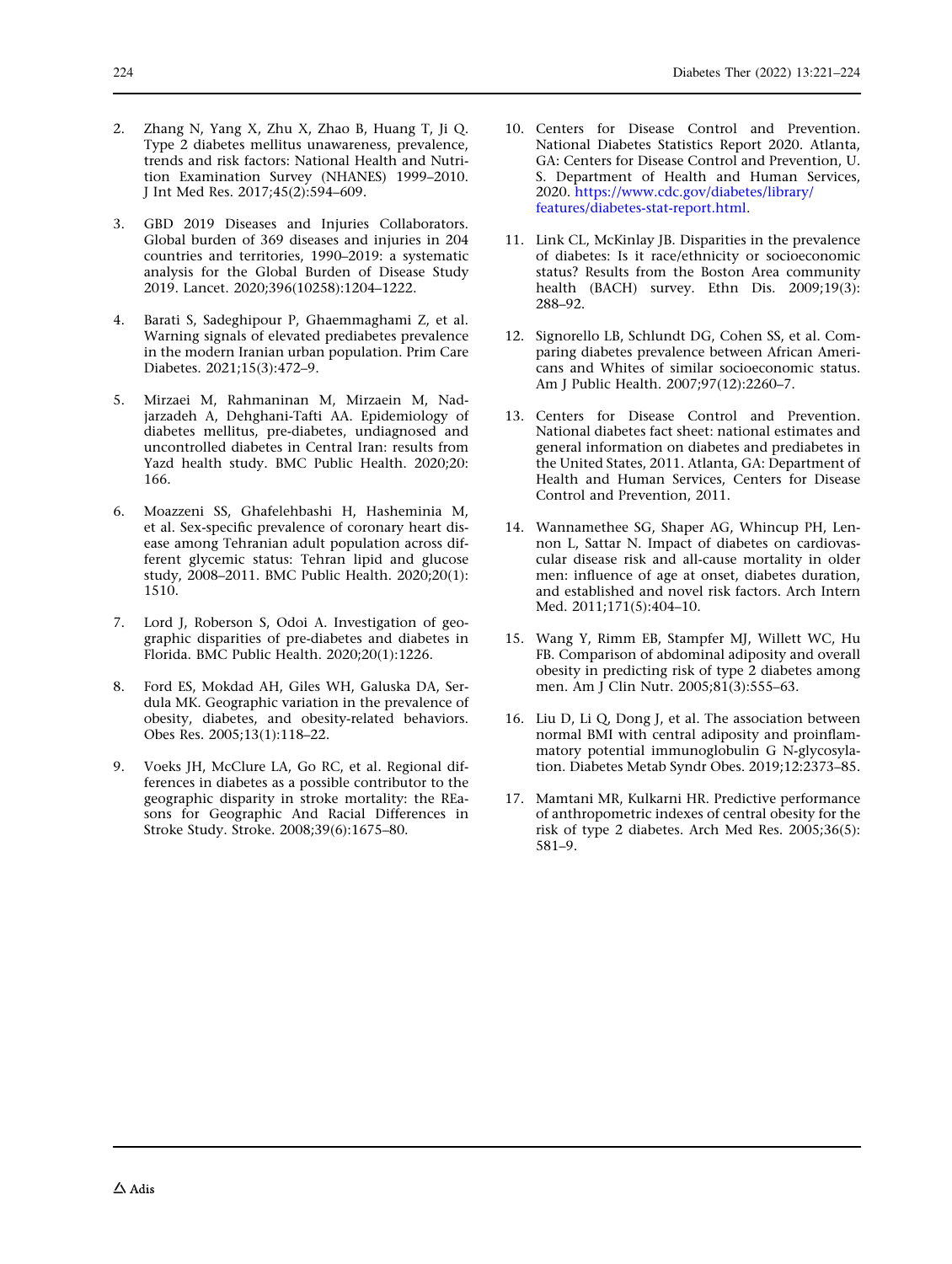2. Zhang N, Yang X, Zhu X, Zhao B, Huang T, Ji Q. Type 2 diabetes mellitus unawareness, prevalence, trends and risk factors: National Health and Nutrition Examination Survey (NHANES) 1999–2010. J Int Med Res. 2017;45(2):594–609.

3. GBD 2019 Diseases and Injuries Collaborators. Global burden of 369 diseases and injuries in 204 countries and territories, 1990–2019: a systematic analysis for the Global Burden of Disease Study 2019. Lancet. 2020;396(10258):1204–1222.

4. Barati S, Sadeghipour P, Ghaemmaghami Z, et al. Warning signals of elevated prediabetes prevalence in the modern Iranian urban population. Prim Care Diabetes. 2021;15(3):472–9.

5. Mirzaei M, Rahmaninan M, Mirzaein M, Nadjarzadeh A, Dehghani-Tafti AA. Epidemiology of diabetes mellitus, pre-diabetes, undiagnosed and uncontrolled diabetes in Central Iran: results from Yazd health study. BMC Public Health. 2020;20:166.

6. Moazzeni SS, Ghafelehbashi H, Hasheminia M, et al. Sex-specific prevalence of coronary heart disease among Tehranian adult population across different glycemic status: Tehran lipid and glucose study, 2008–2011. BMC Public Health. 2020;20(1):1510.

7. Lord J, Roberson S, Odoi A. Investigation of geographic disparities of pre-diabetes and diabetes in Florida. BMC Public Health. 2020;20(1):1226.

8. Ford ES, Mokdad AH, Giles WH, Galuska DA, Serdula MK. Geographic variation in the prevalence of obesity, diabetes, and obesity-related behaviors. Obes Res. 2005;13(1):118–22.

9. Voeks JH, McClure LA, Go RC, et al. Regional differences in diabetes as a possible contributor to the geographic disparity in stroke mortality: the REasons for Geographic And Racial Differences in Stroke Study. Stroke. 2008;39(6):1675–80.

10. Centers for Disease Control and Prevention. National Diabetes Statistics Report 2020. Atlanta, GA: Centers for Disease Control and Prevention, U. S. Department of Health and Human Services, 2020. https://www.cdc.gov/diabetes/library/features/diabetes-stat-report.html.

11. Link CL, McKinlay JB. Disparities in the prevalence of diabetes: Is it race/ethnicity or socioeconomic status? Results from the Boston Area community health (BACH) survey. Ethn Dis. 2009;19(3):288–92.

12. Signorello LB, Schlundt DG, Cohen SS, et al. Comparing diabetes prevalence between African Americans and Whites of similar socioeconomic status. Am J Public Health. 2007;97(12):2260–7.

13. Centers for Disease Control and Prevention. National diabetes fact sheet: national estimates and general information on diabetes and prediabetes in the United States, 2011. Atlanta, GA: Department of Health and Human Services, Centers for Disease Control and Prevention, 2011.

14. Wannamethee SG, Shaper AG, Whincup PH, Lennon L, Sattar N. Impact of diabetes on cardiovascular disease risk and all-cause mortality in older men: influence of age at onset, diabetes duration, and established and novel risk factors. Arch Intern Med. 2011;171(5):404–10.

15. Wang Y, Rimm EB, Stampfer MJ, Willett WC, Hu FB. Comparison of abdominal adiposity and overall obesity in predicting risk of type 2 diabetes among men. Am J Clin Nutr. 2005;81(3):555–63.

16. Liu D, Li Q, Dong J, et al. The association between normal BMI with central adiposity and proinflammatory potential immunoglobulin G N-glycosylation. Diabetes Metab Syndr Obes. 2019;12:2373–85.

17. Mamtani MR, Kulkarni HR. Predictive performance of anthropometric indexes of central obesity for the risk of type 2 diabetes. Arch Med Res. 2005;36(5):581–9.